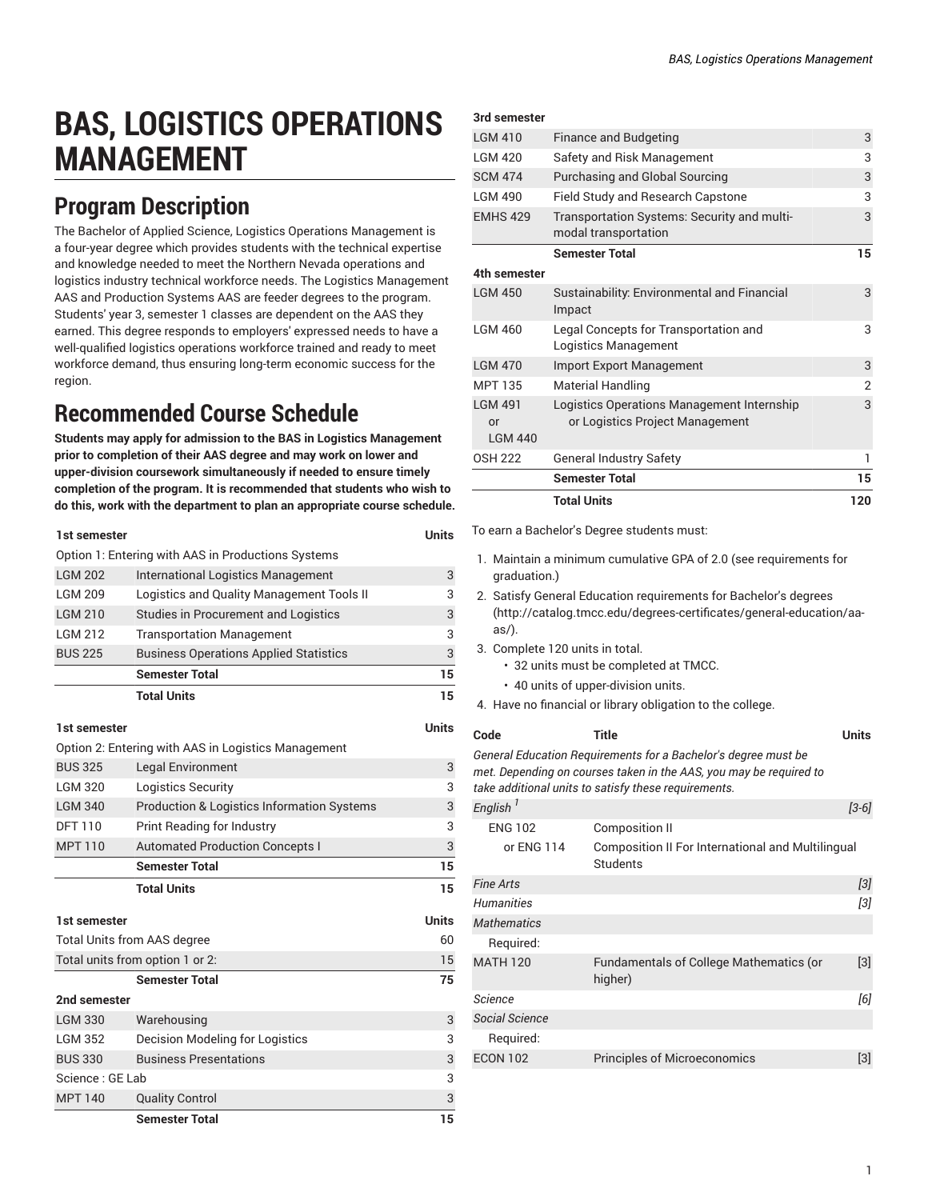# BAS, LOGISTICS OPERATIONS MANAGEMENT

## Program Description

The Bachelor of Applied Science, Logistics Operations Management is a four-year degree which provides students with the technical expertise and knowledge needed to meet the Northern Nevada operations and logistics industry technical workforce needs. The Logistics Management AAS and Production Systems AAS are feeder degrees to the program. Students' year 3, semester 1 classes are dependent on the AAS they earned. This degree responds to employers' expressed needs to have a well-qualified logistics operations workforce trained and ready to meet workforce demand, thus ensuring long-term economic success for the region.

## Recommended Course Schedule

**Students may apply for admission to the BAS in Logistics Management prior to completion of their AAS degree and may work on lower and upper-division coursework simultaneously if needed to ensure timely completion of the program. It is recommended that students who wish to do this, work with the department to plan an appropriate course schedule.**

| 1st semester | | Units |
|---|---|---|
| Option 1: Entering with AAS in Productions Systems | | |
| LGM 202 | International Logistics Management | 3 |
| LGM 209 | Logistics and Quality Management Tools II | 3 |
| LGM 210 | Studies in Procurement and Logistics | 3 |
| LGM 212 | Transportation Management | 3 |
| BUS 225 | Business Operations Applied Statistics | 3 |
| | **Semester Total** | **15** |
| | **Total Units** | **15** |

| 1st semester | | Units |
|---|---|---|
| Option 2: Entering with AAS in Logistics Management | | |
| BUS 325 | Legal Environment | 3 |
| LGM 320 | Logistics Security | 3 |
| LGM 340 | Production & Logistics Information Systems | 3 |
| DFT 110 | Print Reading for Industry | 3 |
| MPT 110 | Automated Production Concepts I | 3 |
| | **Semester Total** | **15** |
| | **Total Units** | **15** |

| 1st semester | | Units |
|---|---|---|
| Total Units from AAS degree | | 60 |
| Total units from option 1 or 2: | | 15 |
| | **Semester Total** | **75** |
| **2nd semester** | | |
| LGM 330 | Warehousing | 3 |
| LGM 352 | Decision Modeling for Logistics | 3 |
| BUS 330 | Business Presentations | 3 |
| Science : GE Lab | | 3 |
| MPT 140 | Quality Control | 3 |
| | **Semester Total** | **15** |
| **3rd semester** | | |
| LGM 410 | Finance and Budgeting | 3 |
| LGM 420 | Safety and Risk Management | 3 |
| SCM 474 | Purchasing and Global Sourcing | 3 |
| LGM 490 | Field Study and Research Capstone | 3 |
| EMHS 429 | Transportation Systems: Security and multi-modal transportation | 3 |
| | **Semester Total** | **15** |
| **4th semester** | | |
| LGM 450 | Sustainability: Environmental and Financial Impact | 3 |
| LGM 460 | Legal Concepts for Transportation and Logistics Management | 3 |
| LGM 470 | Import Export Management | 3 |
| MPT 135 | Material Handling | 2 |
| LGM 491 or LGM 440 | Logistics Operations Management Internship or Logistics Project Management | 3 |
| OSH 222 | General Industry Safety | 1 |
| | **Semester Total** | **15** |
| | **Total Units** | **120** |

To earn a Bachelor's Degree students must:

1. Maintain a minimum cumulative GPA of 2.0 (see requirements for graduation.)
2. Satisfy General Education requirements for Bachelor's degrees (http://catalog.tmcc.edu/degrees-certificates/general-education/aa-as/).
3. Complete 120 units in total.
   - 32 units must be completed at TMCC.
   - 40 units of upper-division units.
4. Have no financial or library obligation to the college.

| Code | Title | Units |
|---|---|---|
| *General Education Requirements for a Bachelor's degree must be met. Depending on courses taken in the AAS, you may be required to take additional units to satisfy these requirements.* | | |
| *English [1]* | | *[3-6]* |
| ENG 102 | Composition II | |
| or ENG 114 | Composition II For International and Multilingual Students | |
| *Fine Arts* | | *[3]* |
| *Humanities* | | *[3]* |
| *Mathematics* | | |
| Required: | | |
| MATH 120 | Fundamentals of College Mathematics (or higher) | [3] |
| *Science* | | *[6]* |
| *Social Science* | | |
| Required: | | |
| ECON 102 | Principles of Microeconomics | [3] |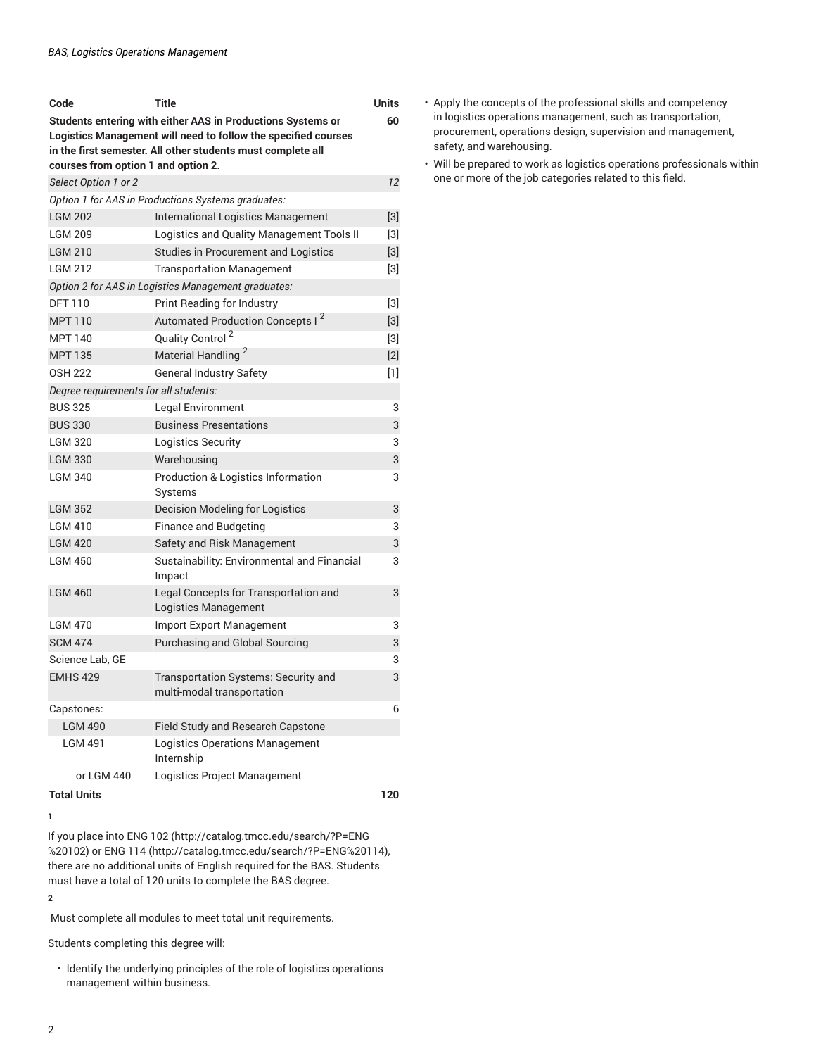| Code | Title | Units |
|---|---|---|
| **Students entering with either AAS in Productions Systems or Logistics Management will need to follow the specified courses in the first semester. All other students must complete all courses from option 1 and option 2.** | | **60** |
| *Select Option 1 or 2* | | *12* |
| *Option 1 for AAS in Productions Systems graduates:* | | |
| LGM 202 | International Logistics Management | [3] |
| LGM 209 | Logistics and Quality Management Tools II | [3] |
| LGM 210 | Studies in Procurement and Logistics | [3] |
| LGM 212 | Transportation Management | [3] |
| *Option 2 for AAS in Logistics Management graduates:* | | |
| DFT 110 | Print Reading for Industry | [3] |
| MPT 110 | Automated Production Concepts I [2] | [3] |
| MPT 140 | Quality Control [2] | [3] |
| MPT 135 | Material Handling [2] | [2] |
| OSH 222 | General Industry Safety | [1] |
| *Degree requirements for all students:* | | |
| BUS 325 | Legal Environment | 3 |
| BUS 330 | Business Presentations | 3 |
| LGM 320 | Logistics Security | 3 |
| LGM 330 | Warehousing | 3 |
| LGM 340 | Production & Logistics Information Systems | 3 |
| LGM 352 | Decision Modeling for Logistics | 3 |
| LGM 410 | Finance and Budgeting | 3 |
| LGM 420 | Safety and Risk Management | 3 |
| LGM 450 | Sustainability: Environmental and Financial Impact | 3 |
| LGM 460 | Legal Concepts for Transportation and Logistics Management | 3 |
| LGM 470 | Import Export Management | 3 |
| SCM 474 | Purchasing and Global Sourcing | 3 |
| Science Lab, GE | | 3 |
| EMHS 429 | Transportation Systems: Security and multi-modal transportation | 3 |
| Capstones: | | 6 |
| LGM 490 | Field Study and Research Capstone | |
| LGM 491 | Logistics Operations Management Internship | |
| or LGM 440 | Logistics Project Management | |
| **Total Units** | | **120** |

**1**

If you place into ENG 102 (http://catalog.tmcc.edu/search/?P=ENG%20102) or ENG 114 (http://catalog.tmcc.edu/search/?P=ENG%20114), there are no additional units of English required for the BAS. Students must have a total of 120 units to complete the BAS degree.

**2**

Must complete all modules to meet total unit requirements.

Students completing this degree will:

- Identify the underlying principles of the role of logistics operations management within business.
- Apply the concepts of the professional skills and competency in logistics operations management, such as transportation, procurement, operations design, supervision and management, safety, and warehousing.
- Will be prepared to work as logistics operations professionals within one or more of the job categories related to this field.